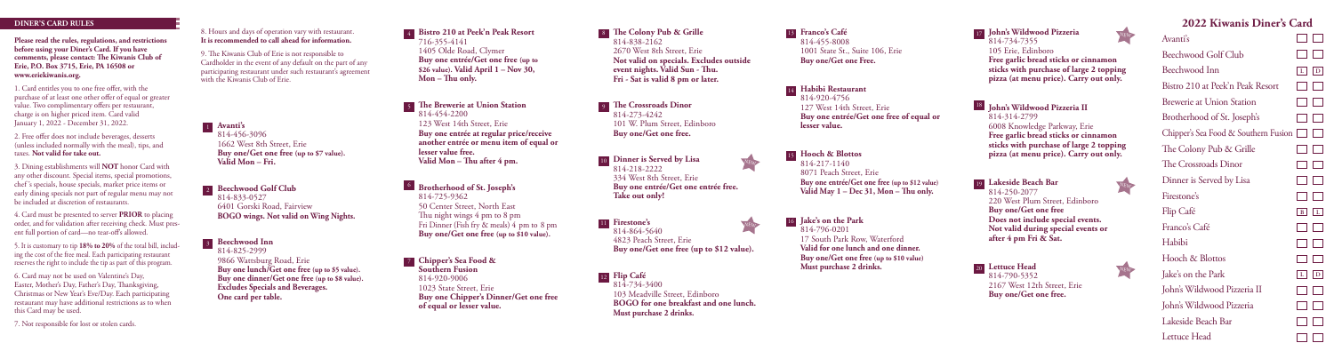## DINER'S CARD RULES

**Please read the rules, regulations, and restrictions before using your Diner's Card. If you have comments, please contact: The Kiwanis Club of Erie, P.O. Box 3715, Erie, PA 16508 or www.eriekiwanis.org.**

1. Card entitles you to one free offer, with the purchase of at least one other offer of equal or greater value. Two complimentary offers per restaurant, charge is on higher priced item. Card valid January 1, 2022 - December 31, 2022.

2. Free offer does not include beverages, desserts (unless included normally with the meal), tips, and taxes. **Not valid for take out.**

3. Dining establishments will **NOT** honor Card with any other discount. Special items, special promotions, chef's specials, house specials, market price items or early dining specials not part of regular menu may not be included at discretion of restaurants.

4. Card must be presented to server **PRIOR** to placing order, and for validation after receiving check. Must present full portion of card—no tear-off's allowed.

5. It is customary to tip **18% to 20%** of the total bill, including the cost of the free meal. Each participating restaurant reserves the right to include the tip as part of this program.

6. Card may not be used on Valentine's Day, Easter, Mother's Day, Father's Day, Thanksgiving, Christmas or New Year's Eve/Day. Each participating restaurant may have additional restrictions as to when this Card may be used.

7. Not responsible for lost or stolen cards.

8. Hours and days of operation vary with restaurant. **It is recommended to call ahead for information.**

9. The Kiwanis Club of Erie is not responsible to Cardholder in the event of any default on the part of any participating restaurant under such restaurant's agreement with the Kiwanis Club of Erie.

**1 Avanti's**
814-456-3096
1662 West 8th Street, Erie
**Buy one/Get one free (up to $7 value). Valid Mon – Fri.**

**2 Beechwood Golf Club**
814-833-0527
6401 Gorski Road, Fairview
**BOGO wings. Not valid on Wing Nights.**

**3 Beechwood Inn**
814-825-2999
9866 Wattsburg Road, Erie
**Buy one lunch/Get one free (up to $5 value). Buy one dinner/Get one free (up to $8 value). Excludes Specials and Beverages. One card per table.**

**4 Bistro 210 at Peek'n Peak Resort**
716-355-4141
1405 Olde Road, Clymer
**Buy one entrée/Get one free (up to $26 value). Valid April 1 – Nov 30, Mon – Thu only.**

**5 The Brewerie at Union Station**
814-454-2200
123 West 14th Street, Erie
**Buy one entrée at regular price/receive another entrée or menu item of equal or lesser value free. Valid Mon – Thu after 4 pm.**

**6 Brotherhood of St. Joseph's**
814-725-9362
50 Center Street, North East
Thu night wings 4 pm to 8 pm
Fri Dinner (Fish fry & meals) 4 pm to 8 pm
**Buy one/Get one free (up to $10 value).**

**7 Chipper's Sea Food & Southern Fusion**
814-920-9006
1023 State Street, Erie
**Buy one Chipper's Dinner/Get one free of equal or lesser value.**

**8 The Colony Pub & Grille**
814-838-2162
2670 West 8th Street, Erie
**Not valid on specials. Excludes outside event nights. Valid Sun - Thu. Fri - Sat is valid 8 pm or later.**

**9 The Crossroads Dinor**
814-273-4242
101 W. Plum Street, Edinboro
**Buy one/Get one free.**

**10 Dinner is Served by Lisa** NEW
814-218-2222
334 West 8th Street, Erie
**Buy one entrée/Get one entrée free. Take out only!**

**11 Firestone's** NEW
814-864-5640
4823 Peach Street, Erie
**Buy one/Get one free (up to $12 value).**

**12 Flip Café**
814-734-3400
103 Meadville Street, Edinboro
**BOGO for one breakfast and one lunch. Must purchase 2 drinks.**

**13 Franco's Café**
814-455-8008
1001 State St., Suite 106, Erie
**Buy one/Get one Free.**

**14 Habibi Restaurant**
814-920-4756
127 West 14th Street, Erie
**Buy one entrée/Get one free of equal or lesser value.**

**15 Hooch & Blottos**
814-217-1140
8071 Peach Street, Erie
**Buy one entrée/Get one free (up to $12 value) Valid May 1 – Dec 31, Mon – Thu only.**

**16 Jake's on the Park**
814-796-0201
17 South Park Row, Waterford
**Valid for one lunch and one dinner. Buy one/Get one free (up to $10 value) Must purchase 2 drinks.**

**17 John's Wildwood Pizzeria** NEW
814-734-7355
105 Erie, Edinboro
**Free garlic bread sticks or cinnamon sticks with purchase of large 2 topping pizza (at menu price). Carry out only.**

**18 John's Wildwood Pizzeria II**
814-314-2799
6008 Knowledge Parkway, Erie
**Free garlic bread sticks or cinnamon sticks with purchase of large 2 topping pizza (at menu price). Carry out only.**

**19 Lakeside Beach Bar** NEW
814-250-2077
220 West Plum Street, Edinboro
**Buy one/Get one free Does not include special events. Not valid during special events or after 4 pm Fri & Sat.**

**20 Lettuce Head** NEW
814-790-5352
2167 West 12th Street, Erie
**Buy one/Get one free.**

## 2022 Kiwanis Diner's Card

| Restaurant | | |
|---|---|---|
| Avanti's | ☐ | ☐ |
| Beechwood Golf Club | ☐ | ☐ |
| Beechwood Inn | L | D |
| Bistro 210 at Peek'n Peak Resort | ☐ | ☐ |
| Brewerie at Union Station | ☐ | ☐ |
| Brotherhood of St. Joseph's | ☐ | ☐ |
| Chipper's Sea Food & Southern Fusion | ☐ | ☐ |
| The Colony Pub & Grille | ☐ | ☐ |
| The Crossroads Dinor | ☐ | ☐ |
| Dinner is Served by Lisa | ☐ | ☐ |
| Firestone's | ☐ | ☐ |
| Flip Café | B | L |
| Franco's Café | ☐ | ☐ |
| Habibi | ☐ | ☐ |
| Hooch & Blottos | ☐ | ☐ |
| Jake's on the Park | L | D |
| John's Wildwood Pizzeria II | ☐ | ☐ |
| John's Wildwood Pizzeria | ☐ | ☐ |
| Lakeside Beach Bar | ☐ | ☐ |
| Lettuce Head | ☐ | ☐ |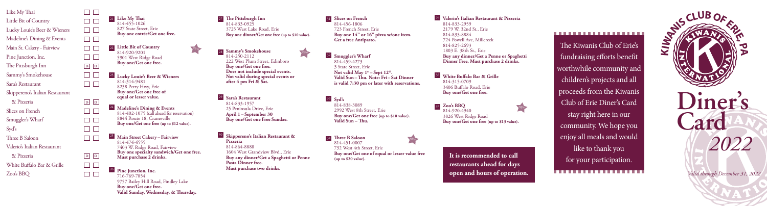| | | |
|---|---|---|
| Like My Thai | ☐ | ☐ |
| Little Bit of Country | ☐ | ☐ |
| Lucky Louie's Beer & Wieners | ☐ | ☐ |
| Madeline's Dining & Events | ☐ | ☐ |
| Main St. Cakery - Fairview | ☐ | ☐ |
| Pine Junction, Inc. | ☐ | ☐ |
| The Pittsburgh Inn | D | D |
| Sammy's Smokehouse | ☐ | ☐ |
| Sara's Restaurant | ☐ | ☐ |
| Skippereno's Italian Restaurant & Pizzeria | D | D |
| Slices on French | ☐ | ☐ |
| Smuggler's Wharf | ☐ | ☐ |
| Syd's | ☐ | ☐ |
| Three B Saloon | ☐ | ☐ |
| Valerio's Italian Restaurant & Pizzeria | D | D |
| White Buffalo Bar & Grille | ☐ | ☐ |
| Zoo's BBQ | ☐ | ☐ |

21 **Like My Thai**
814-455-1026
827 State Street, Erie
**Buy one entrée/Get one free.**

22 **Little Bit of Country** NEW
814-920-9201
5901 West Ridge Road
**Buy one/Get one free.**

23 **Lucky Louie's Beer & Wieners**
814-314-9481
8238 Perry Hwy, Erie
**Buy one/Get one free of equal or lesser value.**

24 **Madeline's Dining & Events**
814-402-1075 (call ahead for reservation)
8844 Route 18, Cranesville
**Buy one/Get one free (up to $12 value).**

25 **Main Street Cakery – Fairview**
814-474-4555
7403 W. Ridge Road, Fairview
**Buy one specialty sandwich/Get one free. Must purchase 2 drinks.**

26 **Pine Junction, Inc.**
716-769-7854
9757 Bailey Hill Road, Findley Lake
**Buy one/Get one free.**
**Valid Sunday, Wednesday, & Thursday.**

27 **The Pittsburgh Inn**
814-833-0925
3725 West Lake Road, Erie
**Buy one dinner/Get one free (up to $10 value).**

28 **Sammy's Smokehouse** NEW
814-250-2112
222 West Plum Street, Edinboro
**Buy one/Get one free.**
**Does not include special events.**
**Not valid during special events or after 4 pm Fri & Sat.**

29 **Sara's Restaurant**
814-833-1957
25 Peninsula Drive, Erie
**April 1 – September 30**
**Buy one/Get one Free Sundae.**

30 **Skippereno's Italian Restaurant & Pizzeria**
814-864-8888
1604 West Grandview Blvd., Erie
**Buy any dinner/Get a Spaghetti or Penne Pasta Dinner free.**
**Must purchase two drinks.**

31 **Slices on French**
814-456-1806
723 French Street, Erie
**Buy one 14" or 16" pizza w/one item. Get a free Antipasto.**

32 **Smuggler's Wharf**
814-459-4273
3 State Street, Erie
**Not valid May 1st – Sept 12th.**
**Valid Sun – Thu. Note: Fri – Sat Dinner is valid 7:30 pm or later with reservations.**

33 **Syd's**
814-838-3089
2992 West 8th Street, Erie
**Buy one/Get one free (up to $10 value).**
**Valid Sun – Thu.**

34 **Three B Saloon** NEW
814-451-0007
732 West 4th Street, Erie
**Buy one/Get one of equal or lesser value free (up to $20 value).**

35 **Valerio's Italian Restaurant & Pizzeria**
814-833-2959
2179 W. 32nd St., Erie
814-833-8884
724 Powell Ave, Millcreek
814-825-2693
1803 E. 38th St., Erie
**Buy any dinner/Get a Penne or Spaghetti Dinner Free. Must purchase 2 drinks.**

36 **White Buffalo Bar & Grille**
814-315-0709
3406 Buffalo Road, Erie
**Buy one/Get one free.**

37 **Zoo's BBQ** NEW
814-920-4940
3826 West Ridge Road
**Buy one/Get one free (up to $13 value).**

**It is recommended to call restaurants ahead for days open and hours of operation.**

The Kiwanis Club of Erie's fundraising efforts benefit worthwhile community and children's projects and all proceeds from the Kiwanis Club of Erie Diner's Card stay right here in our community. We hope you enjoy all meals and would like to thank you for your participation.

KIWANIS CLUB OF ERIE, PA

# Diner's Card

*2022*

*Valid through December 31, 2022*